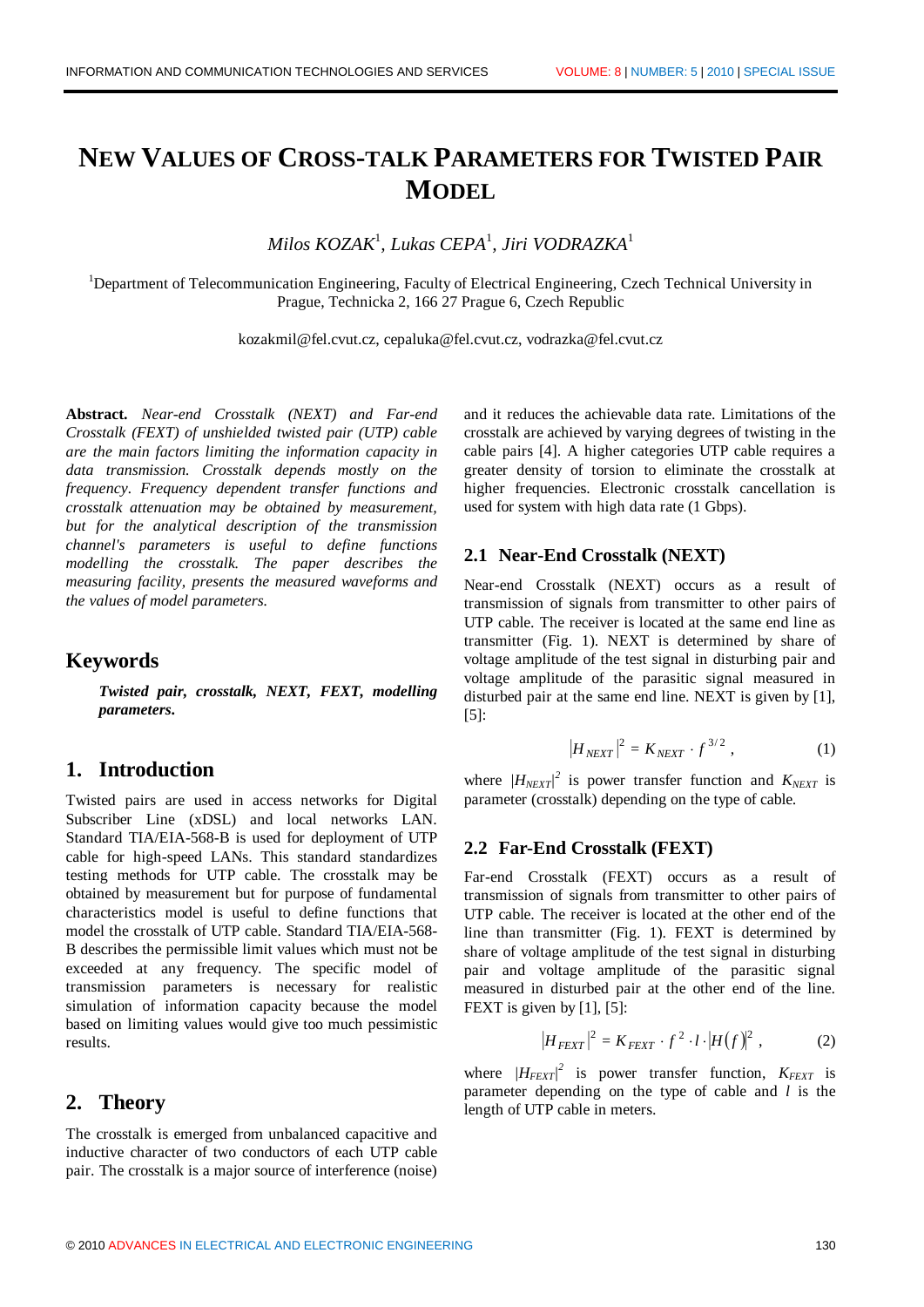# NEW VALUES OF CROSS-TALK PARAMETERS FOR TWISTED PAIR MODEL

*Milos KOZAK*[1], *Lukas CEPA*[1], *Jiri VODRAZKA*[1]

[1]Department of Telecommunication Engineering, Faculty of Electrical Engineering, Czech Technical University in Prague, Technicka 2, 166 27 Prague 6, Czech Republic

kozakmil@fel.cvut.cz, cepaluka@fel.cvut.cz, vodrazka@fel.cvut.cz

**Abstract.** *Near-end Crosstalk (NEXT) and Far-end Crosstalk (FEXT) of unshielded twisted pair (UTP) cable are the main factors limiting the information capacity in data transmission. Crosstalk depends mostly on the frequency. Frequency dependent transfer functions and crosstalk attenuation may be obtained by measurement, but for the analytical description of the transmission channel's parameters is useful to define functions modelling the crosstalk. The paper describes the measuring facility, presents the measured waveforms and the values of model parameters.*

## Keywords

***Twisted pair, crosstalk, NEXT, FEXT, modelling parameters.***

## 1. Introduction

Twisted pairs are used in access networks for Digital Subscriber Line (xDSL) and local networks LAN. Standard TIA/EIA-568-B is used for deployment of UTP cable for high-speed LANs. This standard standardizes testing methods for UTP cable. The crosstalk may be obtained by measurement but for purpose of fundamental characteristics model is useful to define functions that model the crosstalk of UTP cable. Standard TIA/EIA-568-B describes the permissible limit values which must not be exceeded at any frequency. The specific model of transmission parameters is necessary for realistic simulation of information capacity because the model based on limiting values would give too much pessimistic results.

## 2. Theory

The crosstalk is emerged from unbalanced capacitive and inductive character of two conductors of each UTP cable pair. The crosstalk is a major source of interference (noise) and it reduces the achievable data rate. Limitations of the crosstalk are achieved by varying degrees of twisting in the cable pairs [4]. A higher categories UTP cable requires a greater density of torsion to eliminate the crosstalk at higher frequencies. Electronic crosstalk cancellation is used for system with high data rate (1 Gbps).

### 2.1 Near-End Crosstalk (NEXT)

Near-end Crosstalk (NEXT) occurs as a result of transmission of signals from transmitter to other pairs of UTP cable. The receiver is located at the same end line as transmitter (Fig. 1). NEXT is determined by share of voltage amplitude of the test signal in disturbing pair and voltage amplitude of the parasitic signal measured in disturbed pair at the same end line. NEXT is given by [1], [5]:

$$|H_{NEXT}|^2 = K_{NEXT} \cdot f^{3/2}, \qquad (1)$$

where $|H_{NEXT}|^2$ is power transfer function and $K_{NEXT}$ is parameter (crosstalk) depending on the type of cable.

### 2.2 Far-End Crosstalk (FEXT)

Far-end Crosstalk (FEXT) occurs as a result of transmission of signals from transmitter to other pairs of UTP cable. The receiver is located at the other end of the line than transmitter (Fig. 1). FEXT is determined by share of voltage amplitude of the test signal in disturbing pair and voltage amplitude of the parasitic signal measured in disturbed pair at the other end of the line. FEXT is given by [1], [5]:

$$|H_{FEXT}|^2 = K_{FEXT} \cdot f^2 \cdot l \cdot |H(f)|^2, \qquad (2)$$

where $|H_{FEXT}|^2$ is power transfer function, $K_{FEXT}$ is parameter depending on the type of cable and $l$ is the length of UTP cable in meters.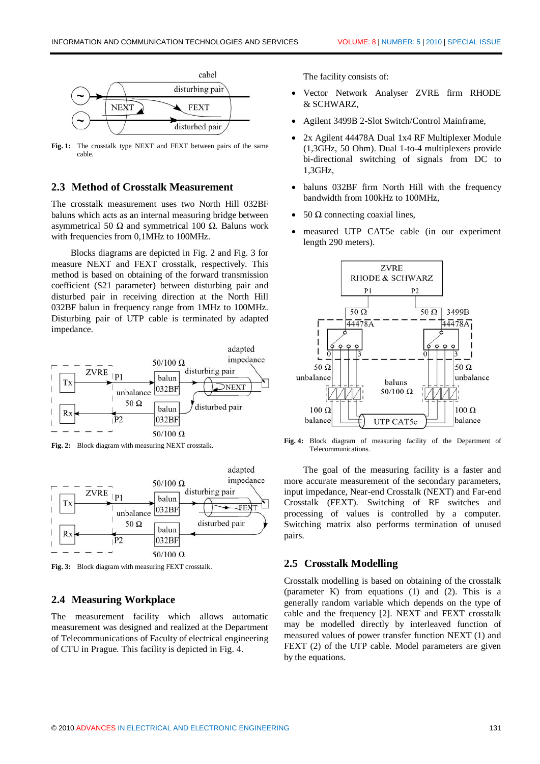**Fig. 1:** The crosstalk type NEXT and FEXT between pairs of the same cable.

## 2.3 Method of Crosstalk Measurement

The crosstalk measurement uses two North Hill 032BF baluns which acts as an internal measuring bridge between asymmetrical 50 Ω and symmetrical 100 Ω. Baluns work with frequencies from 0,1MHz to 100MHz.

Blocks diagrams are depicted in Fig. 2 and Fig. 3 for measure NEXT and FEXT crosstalk, respectively. This method is based on obtaining of the forward transmission coefficient (S21 parameter) between disturbing pair and disturbed pair in receiving direction at the North Hill 032BF balun in frequency range from 1MHz to 100MHz. Disturbing pair of UTP cable is terminated by adapted impedance.

**Fig. 2:** Block diagram with measuring NEXT crosstalk.

**Fig. 3:** Block diagram with measuring FEXT crosstalk.

## 2.4 Measuring Workplace

The measurement facility which allows automatic measurement was designed and realized at the Department of Telecommunications of Faculty of electrical engineering of CTU in Prague. This facility is depicted in Fig. 4.

The facility consists of:

- Vector Network Analyser ZVRE firm RHODE & SCHWARZ,
- Agilent 3499B 2-Slot Switch/Control Mainframe,
- 2x Agilent 44478A Dual 1x4 RF Multiplexer Module (1,3GHz, 50 Ohm). Dual 1-to-4 multiplexers provide bi-directional switching of signals from DC to 1,3GHz,
- baluns 032BF firm North Hill with the frequency bandwidth from 100kHz to 100MHz,
- 50 Ω connecting coaxial lines,
- measured UTP CAT5e cable (in our experiment length 290 meters).

**Fig. 4:** Block diagram of measuring facility of the Department of Telecommunications.

The goal of the measuring facility is a faster and more accurate measurement of the secondary parameters, input impedance, Near-end Crosstalk (NEXT) and Far-end Crosstalk (FEXT). Switching of RF switches and processing of values is controlled by a computer. Switching matrix also performs termination of unused pairs.

## 2.5 Crosstalk Modelling

Crosstalk modelling is based on obtaining of the crosstalk (parameter K) from equations (1) and (2). This is a generally random variable which depends on the type of cable and the frequency [2]. NEXT and FEXT crosstalk may be modelled directly by interleaved function of measured values of power transfer function NEXT (1) and FEXT (2) of the UTP cable. Model parameters are given by the equations.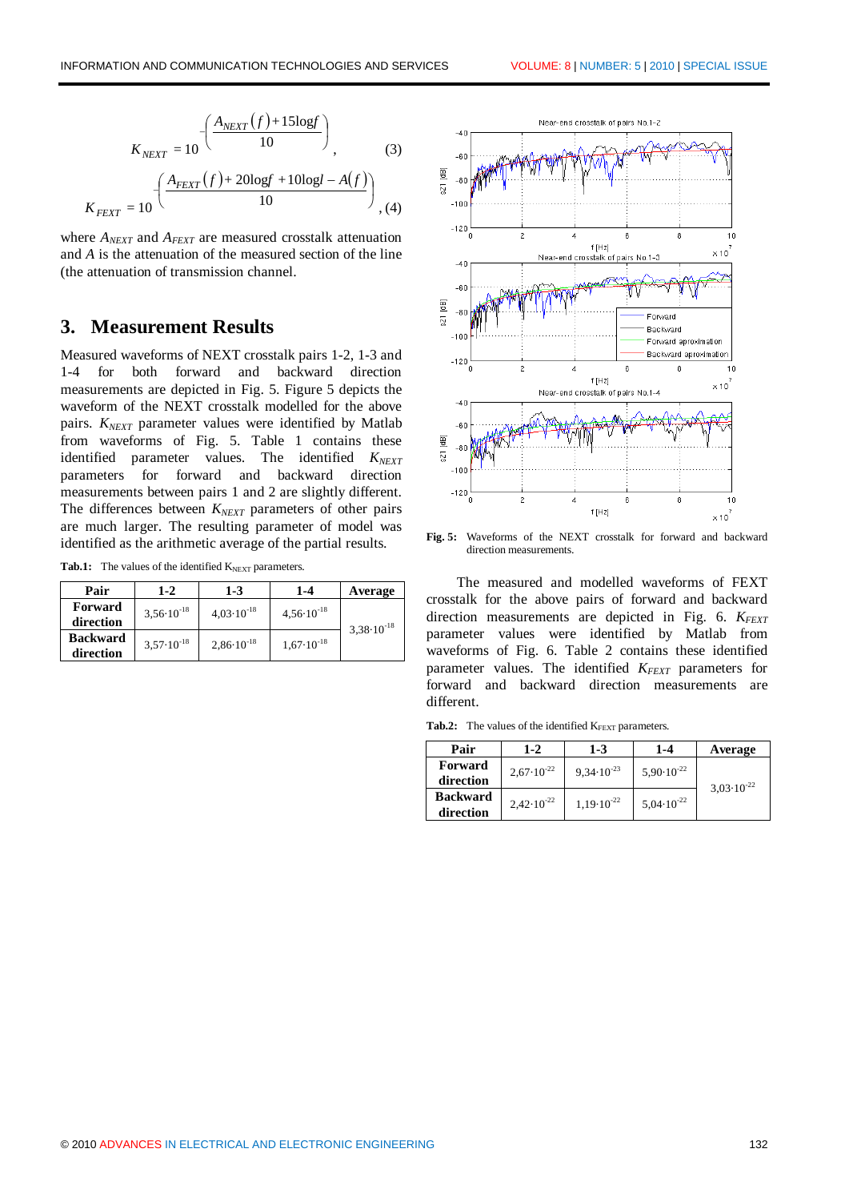$$K_{NEXT} = 10^{-\left(\frac{A_{NEXT}(f)+15\log f}{10}\right)}, \quad (3)$$

$$K_{FEXT} = 10^{-\left(\frac{A_{FEXT}(f)+20\log f+10\log l-A(f)}{10}\right)}, \quad (4)$$

where $A_{NEXT}$ and $A_{FEXT}$ are measured crosstalk attenuation and $A$ is the attenuation of the measured section of the line (the attenuation of transmission channel.

## 3. Measurement Results

Measured waveforms of NEXT crosstalk pairs 1-2, 1-3 and 1-4 for both forward and backward direction measurements are depicted in Fig. 5. Figure 5 depicts the waveform of the NEXT crosstalk modelled for the above pairs. $K_{NEXT}$ parameter values were identified by Matlab from waveforms of Fig. 5. Table 1 contains these identified parameter values. The identified $K_{NEXT}$ parameters for forward and backward direction measurements between pairs 1 and 2 are slightly different. The differences between $K_{NEXT}$ parameters of other pairs are much larger. The resulting parameter of model was identified as the arithmetic average of the partial results.

**Tab.1:** The values of the identified $K_{NEXT}$ parameters.

| Pair | 1-2 | 1-3 | 1-4 | Average |
|---|---|---|---|---|
| **Forward direction** | $3{,}56\cdot10^{-18}$ | $4{,}03\cdot10^{-18}$ | $4{,}56\cdot10^{-18}$ | $3{,}38\cdot10^{-18}$ |
| **Backward direction** | $3{,}57\cdot10^{-18}$ | $2{,}86\cdot10^{-18}$ | $1{,}67\cdot10^{-18}$ | |

**Fig. 5:** Waveforms of the NEXT crosstalk for forward and backward direction measurements.

The measured and modelled waveforms of FEXT crosstalk for the above pairs of forward and backward direction measurements are depicted in Fig. 6. $K_{FEXT}$ parameter values were identified by Matlab from waveforms of Fig. 6. Table 2 contains these identified parameter values. The identified $K_{FEXT}$ parameters for forward and backward direction measurements are different.

**Tab.2:** The values of the identified $K_{FEXT}$ parameters.

| Pair | 1-2 | 1-3 | 1-4 | Average |
|---|---|---|---|---|
| **Forward direction** | $2{,}67\cdot10^{-22}$ | $9{,}34\cdot10^{-23}$ | $5{,}90\cdot10^{-22}$ | $3{,}03\cdot10^{-22}$ |
| **Backward direction** | $2{,}42\cdot10^{-22}$ | $1{,}19\cdot10^{-22}$ | $5{,}04\cdot10^{-22}$ | |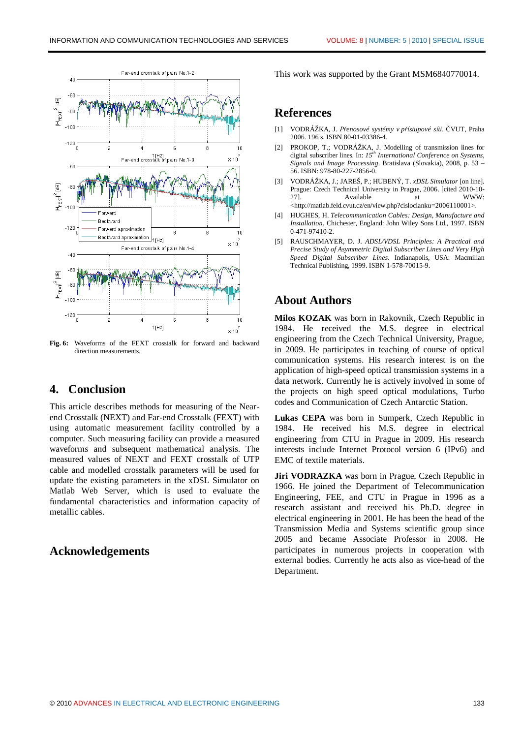Far-end crosstalk of pairs No.1-2

-40
-60
-80
-100
-120

$|H_{FEXT}|^2$ [dB]

0 2 4 6 8 10

f [Hz] $\times 10^7$

Far-end crosstalk of pairs No.1-3

-80
-100
-120

$|H_{FEXT}|^2$ [dB]

Forward
Backward
Forward aproximation
Backward aproximation

6 8 10

f [Hz] $\times 10^7$

Far-end crosstalk of pairs No.1-4

-40
-60
-80
-100
-120

$|H_{FEXT}|^2$ [dB]

0 2 4 6 8 10

f [Hz] $\times 10^7$

**Fig. 6:** Waveforms of the FEXT crosstalk for forward and backward direction measurements.

## 4. Conclusion

This article describes methods for measuring of the Near-end Crosstalk (NEXT) and Far-end Crosstalk (FEXT) with using automatic measurement facility controlled by a computer. Such measuring facility can provide a measured waveforms and subsequent mathematical analysis. The measured values of NEXT and FEXT crosstalk of UTP cable and modelled crosstalk parameters will be used for update the existing parameters in the xDSL Simulator on Matlab Web Server, which is used to evaluate the fundamental characteristics and information capacity of metallic cables.

## Acknowledgements

This work was supported by the Grant MSM6840770014.

## References

[1] VODRÁŽKA, J. *Přenosové systémy v přístupové síti*. ČVUT, Praha 2006. 196 s. ISBN 80-01-03386-4.

[2] PROKOP, T.; VODRÁŽKA, J. Modelling of transmission lines for digital subscriber lines. In: *15th International Conference on Systems, Signals and Image Processing*. Bratislava (Slovakia), 2008, p. 53 – 56. ISBN: 978-80-227-2856-0.

[3] VODRÁŽKA, J.; JAREŠ, P.; HUBENÝ, T. *xDSL Simulator* [on line]. Prague: Czech Technical University in Prague, 2006. [cited 2010-10-27]. Available at WWW: <http://matlab.feld.cvut.cz/en/view.php?cisloclanku=2006110001>.

[4] HUGHES, H. *Telecommunication Cables: Design, Manufacture and Installation*. Chichester, England: John Wiley Sons Ltd., 1997. ISBN 0-471-97410-2.

[5] RAUSCHMAYER, D. J. *ADSL/VDSL Principles: A Practical and Precise Study of Asymmetric Digital Subscriber Lines and Very High Speed Digital Subscriber Lines*. Indianapolis, USA: Macmillan Technical Publishing, 1999. ISBN 1-578-70015-9.

## About Authors

**Milos KOZAK** was born in Rakovnik, Czech Republic in 1984. He received the M.S. degree in electrical engineering from the Czech Technical University, Prague, in 2009. He participates in teaching of course of optical communication systems. His research interest is on the application of high-speed optical transmission systems in a data network. Currently he is actively involved in some of the projects on high speed optical modulations, Turbo codes and Communication of Czech Antarctic Station.

**Lukas CEPA** was born in Sumperk, Czech Republic in 1984. He received his M.S. degree in electrical engineering from CTU in Prague in 2009. His research interests include Internet Protocol version 6 (IPv6) and EMC of textile materials.

**Jiri VODRAZKA** was born in Prague, Czech Republic in 1966. He joined the Department of Telecommunication Engineering, FEE, and CTU in Prague in 1996 as a research assistant and received his Ph.D. degree in electrical engineering in 2001. He has been the head of the Transmission Media and Systems scientific group since 2005 and became Associate Professor in 2008. He participates in numerous projects in cooperation with external bodies. Currently he acts also as vice-head of the Department.